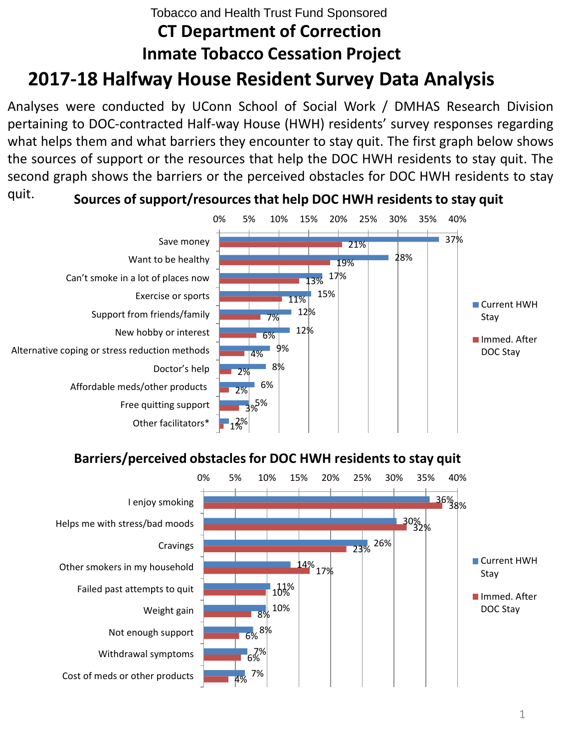Tobacco and Health Trust Fund Sponsored

# CT Department of Correction
# Inmate Tobacco Cessation Project
# 2017-18 Halfway House Resident Survey Data Analysis

Analyses were conducted by UConn School of Social Work / DMHAS Research Division pertaining to DOC-contracted Half-way House (HWH) residents' survey responses regarding what helps them and what barriers they encounter to stay quit. The first graph below shows the sources of support or the resources that help the DOC HWH residents to stay quit. The second graph shows the barriers or the perceived obstacles for DOC HWH residents to stay quit.

**Sources of support/resources that help DOC HWH residents to stay quit**

0% 5% 10% 15% 20% 25% 30% 35% 40%

Save money 37% 21%
Want to be healthy 28% 19%
Can't smoke in a lot of places now 17% 13%
Exercise or sports 15% 11%
Support from friends/family 12% 7%
New hobby or interest 12% 6%
Alternative coping or stress reduction methods 9% 4%
Doctor's help 8% 2%
Affordable meds/other products 6% 2%
Free quitting support 5% 3%
Other facilitators* 2% 1%

Current HWH Stay
Immed. After DOC Stay

**Barriers/perceived obstacles for DOC HWH residents to stay quit**

0% 5% 10% 15% 20% 25% 30% 35% 40%

I enjoy smoking 36% 38%
Helps me with stress/bad moods 30% 32%
Cravings 26% 23%
Other smokers in my household 14% 17%
Failed past attempts to quit 11% 10%
Weight gain 10% 8%
Not enough support 8% 6%
Withdrawal symptoms 7% 6%
Cost of meds or other products 7% 4%

Current HWH Stay
Immed. After DOC Stay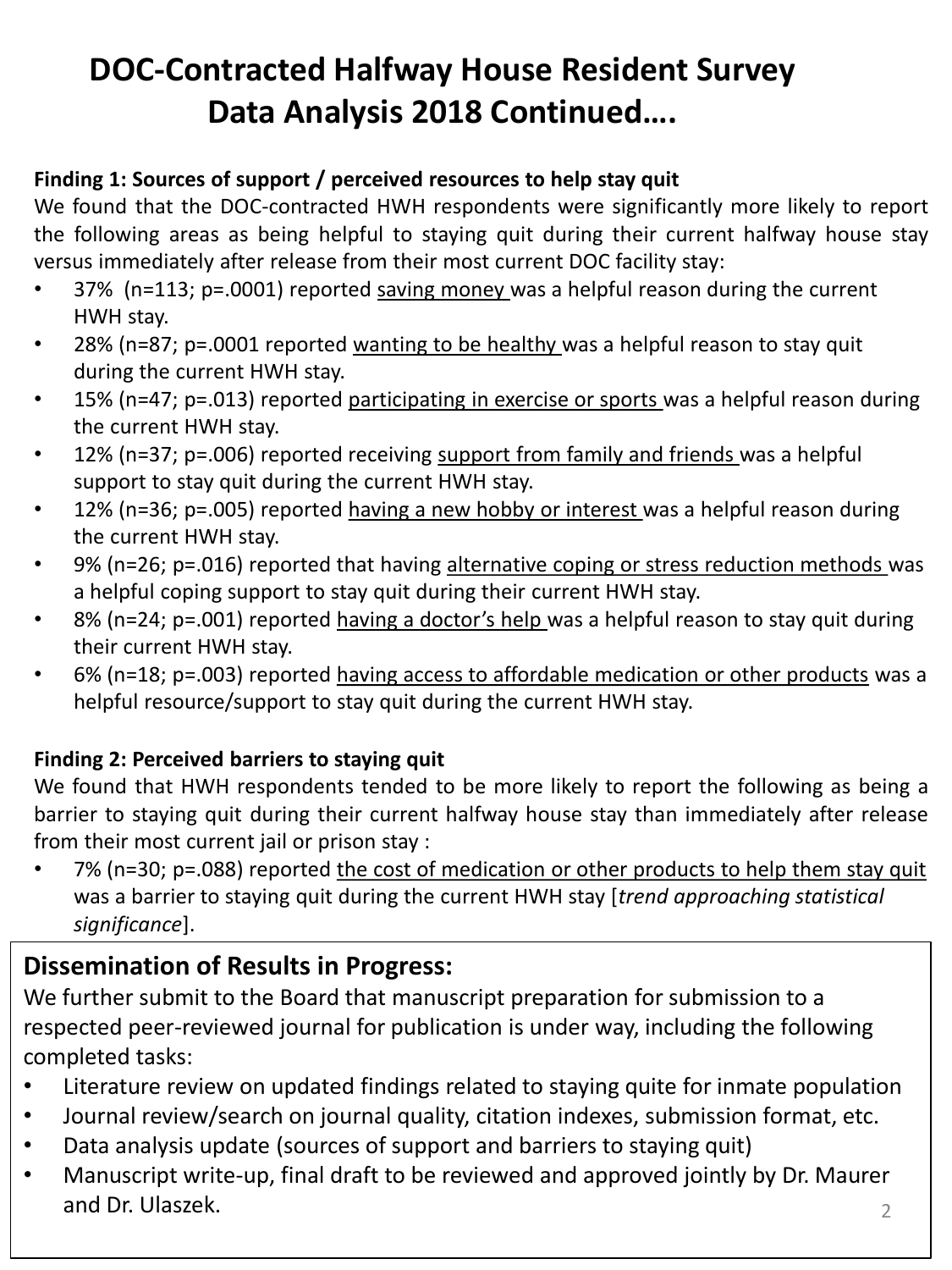# DOC-Contracted Halfway House Resident Survey Data Analysis 2018 Continued….

**Finding 1: Sources of support / perceived resources to help stay quit**

We found that the DOC-contracted HWH respondents were significantly more likely to report the following areas as being helpful to staying quit during their current halfway house stay versus immediately after release from their most current DOC facility stay:

- 37% (n=113; p=.0001) reported saving money was a helpful reason during the current HWH stay.
- 28% (n=87; p=.0001 reported wanting to be healthy was a helpful reason to stay quit during the current HWH stay.
- 15% (n=47; p=.013) reported participating in exercise or sports was a helpful reason during the current HWH stay.
- 12% (n=37; p=.006) reported receiving support from family and friends was a helpful support to stay quit during the current HWH stay.
- 12% (n=36; p=.005) reported having a new hobby or interest was a helpful reason during the current HWH stay.
- 9% (n=26; p=.016) reported that having alternative coping or stress reduction methods was a helpful coping support to stay quit during their current HWH stay.
- 8% (n=24; p=.001) reported having a doctor's help was a helpful reason to stay quit during their current HWH stay.
- 6% (n=18; p=.003) reported having access to affordable medication or other products was a helpful resource/support to stay quit during the current HWH stay.

**Finding 2: Perceived barriers to staying quit**

We found that HWH respondents tended to be more likely to report the following as being a barrier to staying quit during their current halfway house stay than immediately after release from their most current jail or prison stay :

- 7% (n=30; p=.088) reported the cost of medication or other products to help them stay quit was a barrier to staying quit during the current HWH stay [*trend approaching statistical significance*].

## Dissemination of Results in Progress:

We further submit to the Board that manuscript preparation for submission to a respected peer-reviewed journal for publication is under way, including the following completed tasks:

- Literature review on updated findings related to staying quite for inmate population
- Journal review/search on journal quality, citation indexes, submission format, etc.
- Data analysis update (sources of support and barriers to staying quit)
- Manuscript write-up, final draft to be reviewed and approved jointly by Dr. Maurer and Dr. Ulaszek.